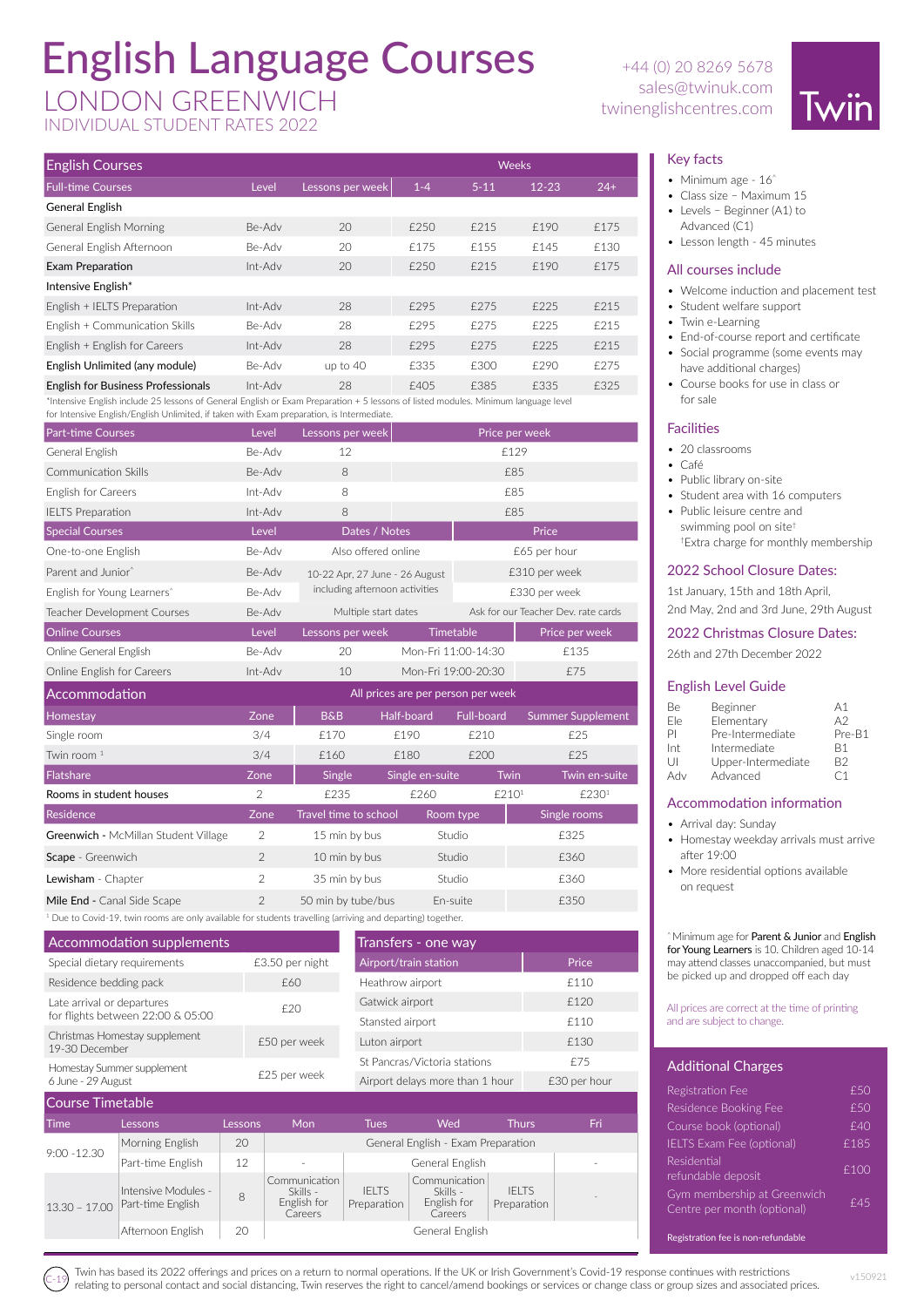# English Language Courses

## LONDON GREENWICH

INDIVIDUAL STUDENT RATES 2022

+44 (0) 20 8269 5678
sales@twinuk.com
twinenglishcentres.com

Twin

| English Courses | | | Weeks | | | |
|---|---|---|---|---|---|---|
| Full-time Courses | Level | Lessons per week | 1-4 | 5-11 | 12-23 | 24+ |
| **General English** | | | | | | |
| General English Morning | Be-Adv | 20 | £250 | £215 | £190 | £175 |
| General English Afternoon | Be-Adv | 20 | £175 | £155 | £145 | £130 |
| **Exam Preparation** | Int-Adv | 20 | £250 | £215 | £190 | £175 |
| **Intensive English*** | | | | | | |
| English + IELTS Preparation | Int-Adv | 28 | £295 | £275 | £225 | £215 |
| English + Communication Skills | Be-Adv | 28 | £295 | £275 | £225 | £215 |
| English + English for Careers | Int-Adv | 28 | £295 | £275 | £225 | £215 |
| **English Unlimited (any module)** | Be-Adv | up to 40 | £335 | £300 | £290 | £275 |
| **English for Business Professionals** | Int-Adv | 28 | £405 | £385 | £335 | £325 |

*Intensive English include 25 lessons of General English or Exam Preparation + 5 lessons of listed modules. Minimum language level for Intensive English/English Unlimited, if taken with Exam preparation, is Intermediate.

| Part-time Courses | Level | Lessons per week | Price per week |
|---|---|---|---|
| General English | Be-Adv | 12 | £129 |
| Communication Skills | Be-Adv | 8 | £85 |
| English for Careers | Int-Adv | 8 | £85 |
| IELTS Preparation | Int-Adv | 8 | £85 |

| Special Courses | Level | Dates / Notes | Price |
|---|---|---|---|
| One-to-one English | Be-Adv | Also offered online | £65 per hour |
| Parent and Junior^ | Be-Adv | 10-22 Apr, 27 June - 26 August including afternoon activities | £310 per week |
| English for Young Learners^ | Be-Adv | 10-22 Apr, 27 June - 26 August including afternoon activities | £330 per week |
| Teacher Development Courses | Be-Adv | Multiple start dates | Ask for our Teacher Dev. rate cards |

| Online Courses | Level | Lessons per week | Timetable | Price per week |
|---|---|---|---|---|
| Online General English | Be-Adv | 20 | Mon-Fri 11:00-14:30 | £135 |
| Online English for Careers | Int-Adv | 10 | Mon-Fri 19:00-20:30 | £75 |

## Accommodation

All prices are per person per week

| Homestay | Zone | B&B | Half-board | Full-board | Summer Supplement |
|---|---|---|---|---|---|
| Single room | 3/4 | £170 | £190 | £210 | £25 |
| Twin room [1] | 3/4 | £160 | £180 | £200 | £25 |

| Flatshare | Zone | Single | Single en-suite | Twin | Twin en-suite |
|---|---|---|---|---|---|
| **Rooms in student houses** | 2 | £235 | £260 | £210[1] | £230[1] |

| Residence | Zone | Travel time to school | Room type | Single rooms |
|---|---|---|---|---|
| **Greenwich** - McMillan Student Village | 2 | 15 min by bus | Studio | £325 |
| **Scape** - Greenwich | 2 | 10 min by bus | Studio | £360 |
| **Lewisham** - Chapter | 2 | 35 min by bus | Studio | £360 |
| **Mile End** - Canal Side Scape | 2 | 50 min by tube/bus | En-suite | £350 |

[1] Due to Covid-19, twin rooms are only available for students travelling (arriving and departing) together.

| Accommodation supplements | |
|---|---|
| Special dietary requirements | £3.50 per night |
| Residence bedding pack | £60 |
| Late arrival or departures for flights between 22:00 & 05:00 | £20 |
| Christmas Homestay supplement 19-30 December | £50 per week |
| Homestay Summer supplement 6 June - 29 August | £25 per week |

| Transfers - one way | |
|---|---|
| Airport/train station | Price |
| Heathrow airport | £110 |
| Gatwick airport | £120 |
| Stansted airport | £110 |
| Luton airport | £130 |
| St Pancras/Victoria stations | £75 |
| Airport delays more than 1 hour | £30 per hour |

## Course Timetable

| Time | Lessons | Lessons | Mon | Tues | Wed | Thurs | Fri |
|---|---|---|---|---|---|---|---|
| 9:00 -12.30 | Morning English | 20 | General English - Exam Preparation | | | | |
| | Part-time English | 12 | - | General English | | | - |
| 13.30 – 17.00 | Intensive Modules - Part-time English | 8 | Communication Skills - English for Careers | IELTS Preparation | Communication Skills - English for Careers | IELTS Preparation | - |
| | Afternoon English | 20 | General English | | | | |

### Key facts

- Minimum age - 16^
- Class size – Maximum 15
- Levels – Beginner (A1) to Advanced (C1)
- Lesson length - 45 minutes

### All courses include

- Welcome induction and placement test
- Student welfare support
- Twin e-Learning
- End-of-course report and certificate
- Social programme (some events may have additional charges)
- Course books for use in class or for sale

### Facilities

- 20 classrooms
- Café
- Public library on-site
- Student area with 16 computers
- Public leisure centre and swimming pool on site†
  †Extra charge for monthly membership

### 2022 School Closure Dates:

1st January, 15th and 18th April, 2nd May, 2nd and 3rd June, 29th August

### 2022 Christmas Closure Dates:

26th and 27th December 2022

### English Level Guide

| | | |
|---|---|---|
| Be | Beginner | A1 |
| Ele | Elementary | A2 |
| PI | Pre-Intermediate | Pre-B1 |
| Int | Intermediate | B1 |
| UI | Upper-Intermediate | B2 |
| Adv | Advanced | C1 |

### Accommodation information

- Arrival day: Sunday
- Homestay weekday arrivals must arrive after 19:00
- More residential options available on request

^Minimum age for **Parent & Junior** and **English for Young Learners** is 10. Children aged 10-14 may attend classes unaccompanied, but must be picked up and dropped off each day

All prices are correct at the time of printing and are subject to change.

### Additional Charges

| | |
|---|---|
| Registration Fee | £50 |
| Residence Booking Fee | £50 |
| Course book (optional) | £40 |
| IELTS Exam Fee (optional) | £185 |
| Residential refundable deposit | £100 |
| Gym membership at Greenwich Centre per month (optional) | £45 |

Registration fee is non-refundable

Twin has based its 2022 offerings and prices on a return to normal operations. If the UK or Irish Government's Covid-19 response continues with restrictions relating to personal contact and social distancing, Twin reserves the right to cancel/amend bookings or services or change class or group sizes and associated prices.

v150921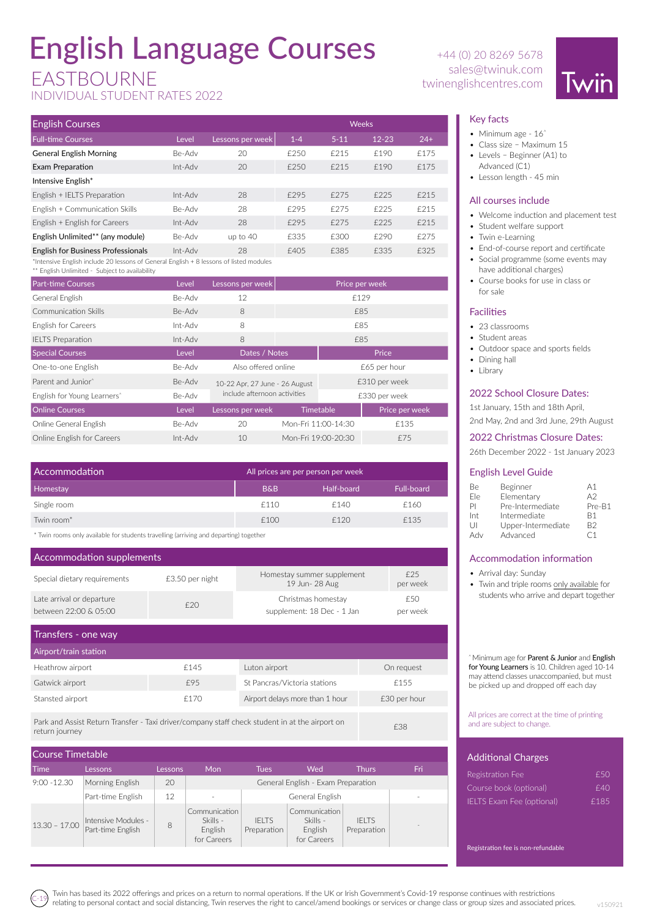# English Language Courses

## EASTBOURNE

### INDIVIDUAL STUDENT RATES 2022

+44 (0) 20 8269 5678
sales@twinuk.com
twinenglishcentres.com

Twin

| English Courses | | | Weeks | | | |
|---|---|---|---|---|---|---|
| Full-time Courses | Level | Lessons per week | 1-4 | 5-11 | 12-23 | 24+ |
| **General English Morning** | Be-Adv | 20 | £250 | £215 | £190 | £175 |
| **Exam Preparation** | Int-Adv | 20 | £250 | £215 | £190 | £175 |
| **Intensive English*** | | | | | | |
| English + IELTS Preparation | Int-Adv | 28 | £295 | £275 | £225 | £215 |
| English + Communication Skills | Be-Adv | 28 | £295 | £275 | £225 | £215 |
| English + English for Careers | Int-Adv | 28 | £295 | £275 | £225 | £215 |
| **English Unlimited** (any module)** | Be-Adv | up to 40 | £335 | £300 | £290 | £275 |
| **English for Business Professionals** | Int-Adv | 28 | £405 | £385 | £335 | £325 |

*Intensive English include 20 lessons of General English + 8 lessons of listed modules
** English Unlimited - Subject to availability

| Part-time Courses | Level | Lessons per week | Price per week |
|---|---|---|---|
| General English | Be-Adv | 12 | £129 |
| Communication Skills | Be-Adv | 8 | £85 |
| English for Careers | Int-Adv | 8 | £85 |
| IELTS Preparation | Int-Adv | 8 | £85 |

| Special Courses | Level | Dates / Notes | Price |
|---|---|---|---|
| One-to-one English | Be-Adv | Also offered online | £65 per hour |
| Parent and Junior^ | Be-Adv | 10-22 Apr, 27 June - 26 August include afternoon activities | £310 per week |
| English for Young Learners^ | Be-Adv | | £330 per week |

| Online Courses | Level | Lessons per week | Timetable | Price per week |
|---|---|---|---|---|
| Online General English | Be-Adv | 20 | Mon-Fri 11:00-14:30 | £135 |
| Online English for Careers | Int-Adv | 10 | Mon-Fri 19:00-20:30 | £75 |

| Accommodation | All prices are per person per week | | |
|---|---|---|---|
| Homestay | B&B | Half-board | Full-board |
| Single room | £110 | £140 | £160 |
| Twin room* | £100 | £120 | £135 |

* Twin rooms only available for students travelling (arriving and departing) together

| Accommodation supplements | | | |
|---|---|---|---|
| Special dietary requirements | £3.50 per night | Homestay summer supplement 19 Jun- 28 Aug | £25 per week |
| Late arrival or departure between 22:00 & 05:00 | £20 | Christmas homestay supplement: 18 Dec - 1 Jan | £50 per week |

| Transfers - one way | | | |
|---|---|---|---|
| Airport/train station | | | |
| Heathrow airport | £145 | Luton airport | On request |
| Gatwick airport | £95 | St Pancras/Victoria stations | £155 |
| Stansted airport | £170 | Airport delays more than 1 hour | £30 per hour |

| Park and Assist Return Transfer - Taxi driver/company staff check student in at the airport on return journey | £38 |
|---|---|

| Course Timetable | | | | | | | |
|---|---|---|---|---|---|---|---|
| Time | Lessons | Lessons | Mon | Tues | Wed | Thurs | Fri |
| 9:00 -12.30 | Morning English | 20 | General English - Exam Preparation | | | | |
| | Part-time English | 12 | - | General English | | | - |
| 13.30 – 17.00 | Intensive Modules - Part-time English | 8 | Communication Skills - English for Careers | IELTS Preparation | Communication Skills - English for Careers | IELTS Preparation | - |

### Key facts

- Minimum age - 16^
- Class size – Maximum 15
- Levels – Beginner (A1) to Advanced (C1)
- Lesson length - 45 min

### All courses include

- Welcome induction and placement test
- Student welfare support
- Twin e-Learning
- End-of-course report and certificate
- Social programme (some events may have additional charges)
- Course books for use in class or for sale

### Facilities

- 23 classrooms
- Student areas
- Outdoor space and sports fields
- Dining hall
- Library

### 2022 School Closure Dates:

1st January, 15th and 18th April, 2nd May, 2nd and 3rd June, 29th August

### 2022 Christmas Closure Dates:

26th December 2022 - 1st January 2023

### English Level Guide

| | | |
|---|---|---|
| Be | Beginner | A1 |
| Ele | Elementary | A2 |
| PI | Pre-Intermediate | Pre-B1 |
| Int | Intermediate | B1 |
| UI | Upper-Intermediate | B2 |
| Adv | Advanced | C1 |

### Accommodation information

- Arrival day: Sunday
- Twin and triple rooms only available for students who arrive and depart together

^Minimum age for **Parent & Junior** and **English for Young Learners** is 10. Children aged 10-14 may attend classes unaccompanied, but must be picked up and dropped off each day

All prices are correct at the time of printing and are subject to change.

### Additional Charges

| | |
|---|---|
| Registration Fee | £50 |
| Course book (optional) | £40 |
| IELTS Exam Fee (optional) | £185 |

Registration fee is non-refundable

Twin has based its 2022 offerings and prices on a return to normal operations. If the UK or Irish Government's Covid-19 response continues with restrictions relating to personal contact and social distancing, Twin reserves the right to cancel/amend bookings or services or change class or group sizes and associated prices.

v150921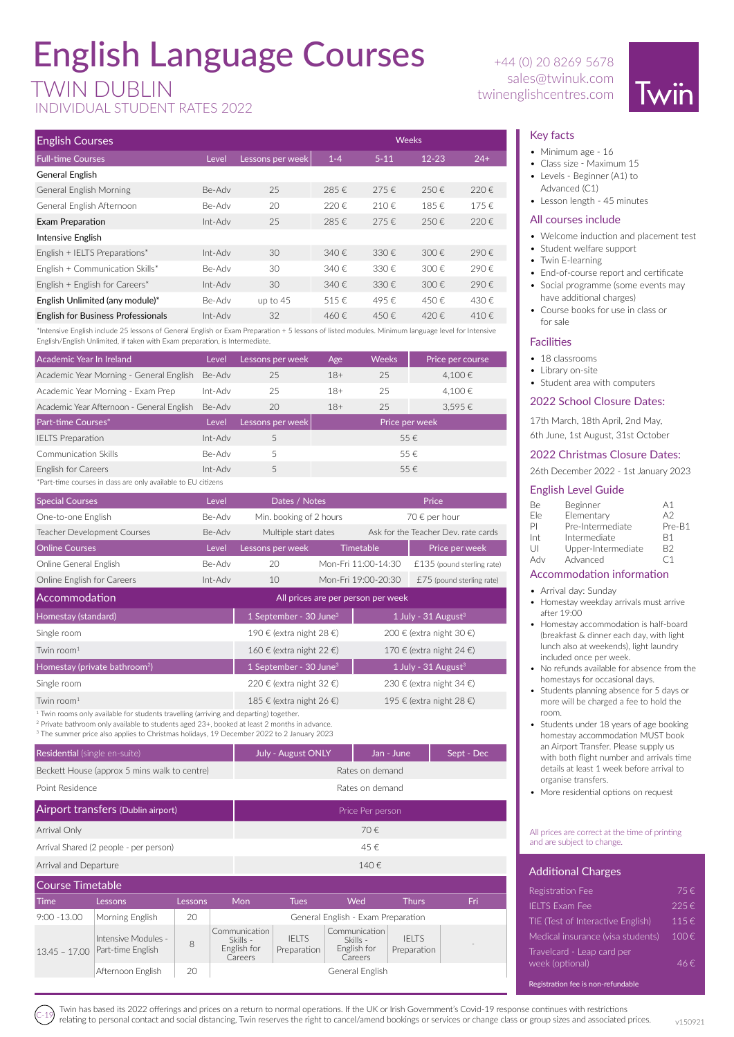# English Language Courses

## TWIN DUBLIN

### INDIVIDUAL STUDENT RATES 2022

+44 (0) 20 8269 5678
sales@twinuk.com
twinenglishcentres.com

Twin

| English Courses | | | Weeks | | | |
|---|---|---|---|---|---|---|
| Full-time Courses | Level | Lessons per week | 1-4 | 5-11 | 12-23 | 24+ |
| **General English** | | | | | | |
| General English Morning | Be-Adv | 25 | 285 € | 275 € | 250 € | 220 € |
| General English Afternoon | Be-Adv | 20 | 220 € | 210 € | 185 € | 175 € |
| Exam Preparation | Int-Adv | 25 | 285 € | 275 € | 250 € | 220 € |
| **Intensive English** | | | | | | |
| English + IELTS Preparations* | Int-Adv | 30 | 340 € | 330 € | 300 € | 290 € |
| English + Communication Skills* | Be-Adv | 30 | 340 € | 330 € | 300 € | 290 € |
| English + English for Careers* | Int-Adv | 30 | 340 € | 330 € | 300 € | 290 € |
| English Unlimited (any module)* | Be-Adv | up to 45 | 515 € | 495 € | 450 € | 430 € |
| English for Business Professionals | Int-Adv | 32 | 460 € | 450 € | 420 € | 410 € |

*Intensive English include 25 lessons of General English or Exam Preparation + 5 lessons of listed modules. Minimum language level for Intensive English/English Unlimited, if taken with Exam preparation, is Intermediate.

| Academic Year In Ireland | Level | Lessons per week | Age | Weeks | Price per course |
|---|---|---|---|---|---|
| Academic Year Morning - General English | Be-Adv | 25 | 18+ | 25 | 4,100 € |
| Academic Year Morning - Exam Prep | Int-Adv | 25 | 18+ | 25 | 4,100 € |
| Academic Year Afternoon - General English | Be-Adv | 20 | 18+ | 25 | 3,595 € |

| Part-time Courses* | Level | Lessons per week | Price per week |
|---|---|---|---|
| IELTS Preparation | Int-Adv | 5 | 55 € |
| Communication Skills | Be-Adv | 5 | 55 € |
| English for Careers | Int-Adv | 5 | 55 € |

*Part-time courses in class are only available to EU citizens

| Special Courses | Level | Dates / Notes | Price |
|---|---|---|---|
| One-to-one English | Be-Adv | Min. booking of 2 hours | 70 € per hour |
| Teacher Development Courses | Be-Adv | Multiple start dates | Ask for the Teacher Dev. rate cards |

| Online Courses | Level | Lessons per week | Timetable | Price per week |
|---|---|---|---|---|
| Online General English | Be-Adv | 20 | Mon-Fri 11:00-14:30 | £135 (pound sterling rate) |
| Online English for Careers | Int-Adv | 10 | Mon-Fri 19:00-20:30 | £75 (pound sterling rate) |

| Accommodation | All prices are per person per week | |
|---|---|---|
| Homestay (standard) | 1 September - 30 June[3] | 1 July - 31 August[3] |
| Single room | 190 € (extra night 28 €) | 200 € (extra night 30 €) |
| Twin room[1] | 160 € (extra night 22 €) | 170 € (extra night 24 €) |
| Homestay (private bathroom[2]) | 1 September - 30 June[3] | 1 July - 31 August[3] |
| Single room | 220 € (extra night 32 €) | 230 € (extra night 34 €) |
| Twin room[1] | 185 € (extra night 26 €) | 195 € (extra night 28 €) |

[1] Twin rooms only available for students travelling (arriving and departing) together.
[2] Private bathroom only available to students aged 23+, booked at least 2 months in advance.
[3] The summer price also applies to Christmas holidays, 19 December 2022 to 2 January 2023

| Residential (single en-suite) | July - August ONLY | Jan - June | Sept - Dec |
|---|---|---|---|
| Beckett House (approx 5 mins walk to centre) | Rates on demand | | |
| Point Residence | Rates on demand | | |

| Airport transfers (Dublin airport) | Price Per person |
|---|---|
| Arrival Only | 70 € |
| Arrival Shared (2 people - per person) | 45 € |
| Arrival and Departure | 140 € |

| Course Timetable | | | | | | | |
|---|---|---|---|---|---|---|---|
| Time | Lessons | Lessons | Mon | Tues | Wed | Thurs | Fri |
| 9:00 -13.00 | Morning English | 20 | General English - Exam Preparation | | | | |
| 13.45 – 17.00 | Intensive Modules - Part-time English | 8 | Communication Skills - English for Careers | IELTS Preparation | Communication Skills - English for Careers | IELTS Preparation | - |
| | Afternoon English | 20 | General English | | | | |

## Key facts

- Minimum age - 16
- Class size - Maximum 15
- Levels - Beginner (A1) to Advanced (C1)
- Lesson length - 45 minutes

## All courses include

- Welcome induction and placement test
- Student welfare support
- Twin E-learning
- End-of-course report and certificate
- Social programme (some events may have additional charges)
- Course books for use in class or for sale

## Facilities

- 18 classrooms
- Library on-site
- Student area with computers

## 2022 School Closure Dates:

17th March, 18th April, 2nd May, 6th June, 1st August, 31st October

## 2022 Christmas Closure Dates:

26th December 2022 - 1st January 2023

## English Level Guide

| | | |
|---|---|---|
| Be | Beginner | A1 |
| Ele | Elementary | A2 |
| Pl | Pre-Intermediate | Pre-B1 |
| Int | Intermediate | B1 |
| UI | Upper-Intermediate | B2 |
| Adv | Advanced | C1 |

## Accommodation information

- Arrival day: Sunday
- Homestay weekday arrivals must arrive after 19:00
- Homestay accommodation is half-board (breakfast & dinner each day, with light lunch also at weekends), light laundry included once per week.
- No refunds available for absence from the homestays for occasional days.
- Students planning absence for 5 days or more will be charged a fee to hold the room.
- Students under 18 years of age booking homestay accommodation MUST book an Airport Transfer. Please supply us with both flight number and arrivals time details at least 1 week before arrival to organise transfers.
- More residential options on request

All prices are correct at the time of printing and are subject to change.

## Additional Charges

| | |
|---|---|
| Registration Fee | 75 € |
| IELTS Exam Fee | 225 € |
| TIE (Test of Interactive English) | 115 € |
| Medical insurance (visa students) | 100 € |
| Travelcard - Leap card per week (optional) | 46 € |

Registration fee is non-refundable

Twin has based its 2022 offerings and prices on a return to normal operations. If the UK or Irish Government's Covid-19 response continues with restrictions relating to personal contact and social distancing, Twin reserves the right to cancel/amend bookings or services or change class or group sizes and associated prices.

v150921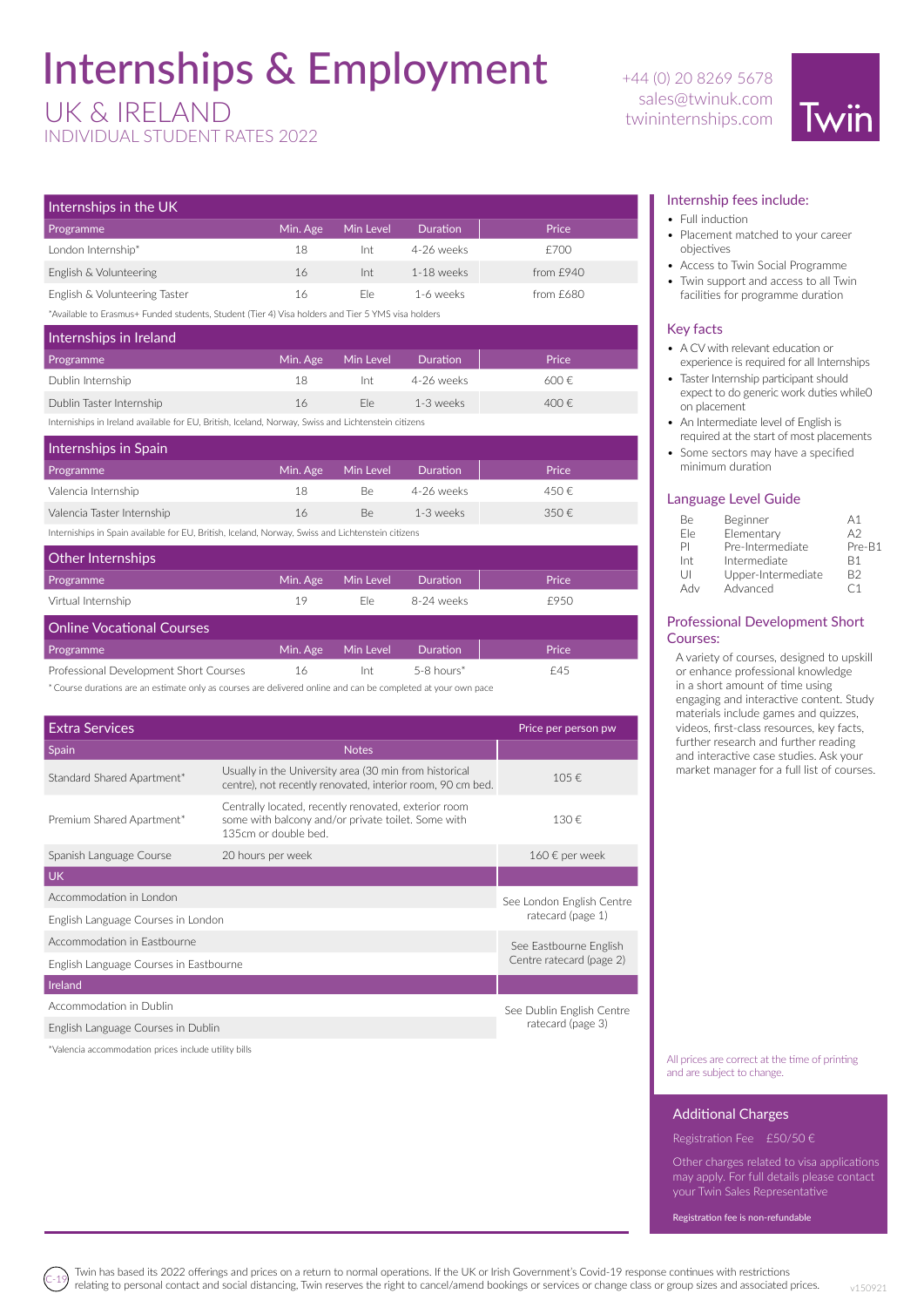# Internships & Employment

## UK & IRELAND

### INDIVIDUAL STUDENT RATES 2022

+44 (0) 20 8269 5678
sales@twinuk.com
twininternships.com

Twin

### Internships in the UK

| Programme | Min. Age | Min Level | Duration | Price |
|---|---|---|---|---|
| London Internship* | 18 | Int | 4-26 weeks | £700 |
| English & Volunteering | 16 | Int | 1-18 weeks | from £940 |
| English & Volunteering Taster | 16 | Ele | 1-6 weeks | from £680 |

*Available to Erasmus+ Funded students, Student (Tier 4) Visa holders and Tier 5 YMS visa holders

### Internships in Ireland

| Programme | Min. Age | Min Level | Duration | Price |
|---|---|---|---|---|
| Dublin Internship | 18 | Int | 4-26 weeks | 600 € |
| Dublin Taster Internship | 16 | Ele | 1-3 weeks | 400 € |

Internships in Ireland available for EU, British, Iceland, Norway, Swiss and Lichtenstein citizens

### Internships in Spain

| Programme | Min. Age | Min Level | Duration | Price |
|---|---|---|---|---|
| Valencia Internship | 18 | Be | 4-26 weeks | 450 € |
| Valencia Taster Internship | 16 | Be | 1-3 weeks | 350 € |

Internships in Spain available for EU, British, Iceland, Norway, Swiss and Lichtenstein citizens

### Other Internships

| Programme | Min. Age | Min Level | Duration | Price |
|---|---|---|---|---|
| Virtual Internship | 19 | Ele | 8-24 weeks | £950 |

### Online Vocational Courses

| Programme | Min. Age | Min Level | Duration | Price |
|---|---|---|---|---|
| Professional Development Short Courses | 16 | Int | 5-8 hours* | £45 |

* Course durations are an estimate only as courses are delivered online and can be completed at your own pace

### Extra Services

| Spain | Notes | Price per person pw |
|---|---|---|
| Standard Shared Apartment* | Usually in the University area (30 min from historical centre), not recently renovated, interior room, 90 cm bed. | 105 € |
| Premium Shared Apartment* | Centrally located, recently renovated, exterior room some with balcony and/or private toilet. Some with 135cm or double bed. | 130 € |
| Spanish Language Course | 20 hours per week | 160 € per week |
| **UK** | | |
| Accommodation in London | | See London English Centre ratecard (page 1) |
| English Language Courses in London | | |
| Accommodation in Eastbourne | | See Eastbourne English Centre ratecard (page 2) |
| English Language Courses in Eastbourne | | |
| **Ireland** | | |
| Accommodation in Dublin | | See Dublin English Centre ratecard (page 3) |
| English Language Courses in Dublin | | |

*Valencia accommodation prices include utility bills

### Internship fees include:

- Full induction
- Placement matched to your career objectives
- Access to Twin Social Programme
- Twin support and access to all Twin facilities for programme duration

### Key facts

- A CV with relevant education or experience is required for all Internships
- Taster Internship participant should expect to do generic work duties while0 on placement
- An Intermediate level of English is required at the start of most placements
- Some sectors may have a specified minimum duration

### Language Level Guide

| | | |
|---|---|---|
| Be | Beginner | A1 |
| Ele | Elementary | A2 |
| PI | Pre-Intermediate | Pre-B1 |
| Int | Intermediate | B1 |
| UI | Upper-Intermediate | B2 |
| Adv | Advanced | C1 |

### Professional Development Short Courses:

A variety of courses, designed to upskill or enhance professional knowledge in a short amount of time using engaging and interactive content. Study materials include games and quizzes, videos, first-class resources, key facts, further research and further reading and interactive case studies. Ask your market manager for a full list of courses.

All prices are correct at the time of printing and are subject to change.

### Additional Charges

Registration Fee £50/50 €

Other charges related to visa applications may apply. For full details please contact your Twin Sales Representative

Registration fee is non-refundable

C-19 Twin has based its 2022 offerings and prices on a return to normal operations. If the UK or Irish Government's Covid-19 response continues with restrictions relating to personal contact and social distancing, Twin reserves the right to cancel/amend bookings or services or change class or group sizes and associated prices.

v150921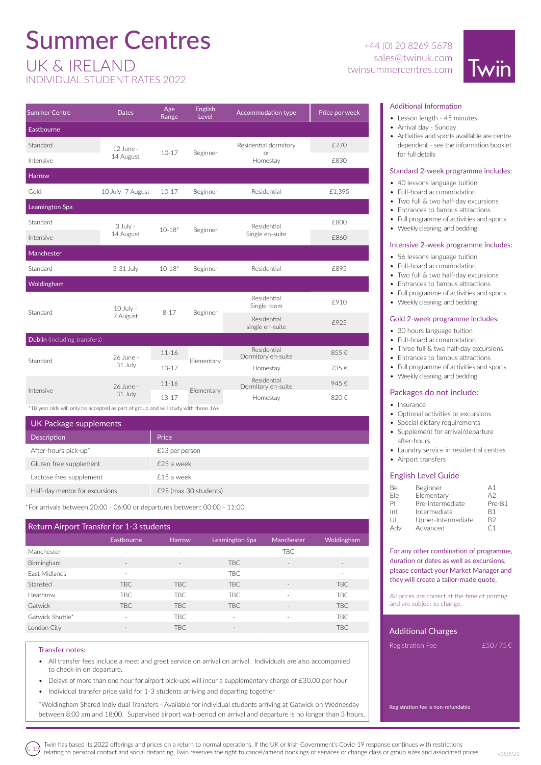# Summer Centres

## UK & IRELAND

### INDIVIDUAL STUDENT RATES 2022

+44 (0) 20 8269 5678
sales@twinuk.com
twinsummercentres.com

Twin

| Summer Centre | Dates | Age Range | English Level | Accommodation type | Price per week |
|---|---|---|---|---|---|
| **Eastbourne** | | | | | |
| Standard | 12 June - 14 August | 10-17 | Beginner | Residential dormitory or Homestay | £770 |
| Intensive | | | | | £830 |
| **Harrow** | | | | | |
| Gold | 10 July - 7 August | 10-17 | Beginner | Residential | £1,395 |
| **Leamington Spa** | | | | | |
| Standard | 3 July - 14 August | 10-18* | Beginner | Residential Single en-suite | £800 |
| Intensive | | | | | £860 |
| **Manchester** | | | | | |
| Standard | 3-31 July | 10-18* | Beginner | Residential | £895 |
| **Woldingham** | | | | | |
| Standard | 10 July - 7 August | 8-17 | Beginner | Residential Single room | £910 |
| | | | | Residential single en-suite | £925 |
| **Dublin** (including transfers) | | | | | |
| Standard | 26 June - 31 July | 11-16 | Elementary | Residential Dormitory en-suite | 855 € |
| | | 13-17 | | Homestay | 735 € |
| Intensive | 26 June - 31 July | 11-16 | Elementary | Residential Dormitory en-suite | 945 € |
| | | 13-17 | | Homestay | 820 € |

*18 year olds will only be accepted as part of group and will study with those 16+

## UK Package supplements

| Description | Price |
|---|---|
| After-hours pick-up* | £13 per person |
| Gluten free supplement | £25 a week |
| Lactose free supplement | £15 a week |
| Half-day mentor for excursions | £95 (max 30 students) |

*For arrivals between 20:00 - 06:00 or departures between: 00:00 - 11:00

## Return Airport Transfer for 1-3 students

| | Eastbourne | Harrow | Leamington Spa | Manchester | Woldingham |
|---|---|---|---|---|---|
| Manchester | - | - | - | TBC | - |
| Birmingham | - | - | TBC | - | - |
| East Midlands | - | - | TBC | - | - |
| Stansted | TBC | TBC | TBC | - | TBC |
| Heathrow | TBC | TBC | TBC | - | TBC |
| Gatwick | TBC | TBC | TBC | - | TBC |
| Gatwick Shuttle* | - | TBC | - | - | TBC |
| London City | - | TBC | - | - | TBC |

### Transfer notes:

- All transfer fees include a meet and greet service on arrival on arrival. Individuals are also accompanied to check-in on departure.
- Delays of more than one hour for airport pick-ups will incur a supplementary charge of £30.00 per hour
- Individual transfer price valid for 1-3 students arriving and departing together

*Woldingham Shared Individual Transfers - Available for individual students arriving at Gatwick on Wednesday between 8:00 am and 18:00. Supervised airport wait-period on arrival and departure is no longer than 3 hours.

### Additional Information

- Lesson length - 45 minutes
- Arrival day - Sunday
- Activities and sports availlable are centre dependent - see the information booklet for full details

### Standard 2-week programme includes:

- 40 lessons language tuition
- Full-board accommodation
- Two full & two half-day excursions
- Entrances to famous attractions
- Full programme of activities and sports
- Weekly cleaning, and bedding

### Intensive 2-week programme includes:

- 56 lessons language tuition
- Full-board accommodation
- Two full & two half-day excursions
- Entrances to famous attractions
- Full programme of activities and sports
- Weekly cleaning, and bedding

### Gold 2-week programme includes:

- 30 hours language tuition
- Full-board accommodation
- Three full & two half-day excursions
- Entrances to famous attractions
- Full programme of activities and sports
- Weekly cleaning, and bedding

### Packages do not include:

- Insurance
- Optional activities or excursions
- Special dietary requirements
- Supplement for arrival/departure after-hours
- Laundry service in residential centres
- Airport transfers

### English Level Guide

| | | |
|---|---|---|
| Be | Beginner | A1 |
| Ele | Elementary | A2 |
| PI | Pre-Intermediate | Pre-B1 |
| Int | Intermediate | B1 |
| UI | Upper-Intermediate | B2 |
| Adv | Advanced | C1 |

For any other combination of programme, duration or dates as well as excursions, please contact your Market Manager and they will create a tailor-made quote.

All prices are correct at the time of printing and are subject to change.

### Additional Charges

| | |
|---|---|
| Registration Fee | £50 / 75 € |

Registration fee is non-refundable

C-19 Twin has based its 2022 offerings and prices on a return to normal operations. If the UK or Irish Government's Covid-19 response continues with restrictions relating to personal contact and social distancing, Twin reserves the right to cancel/amend bookings or services or change class or group sizes and associated prices.

v150921